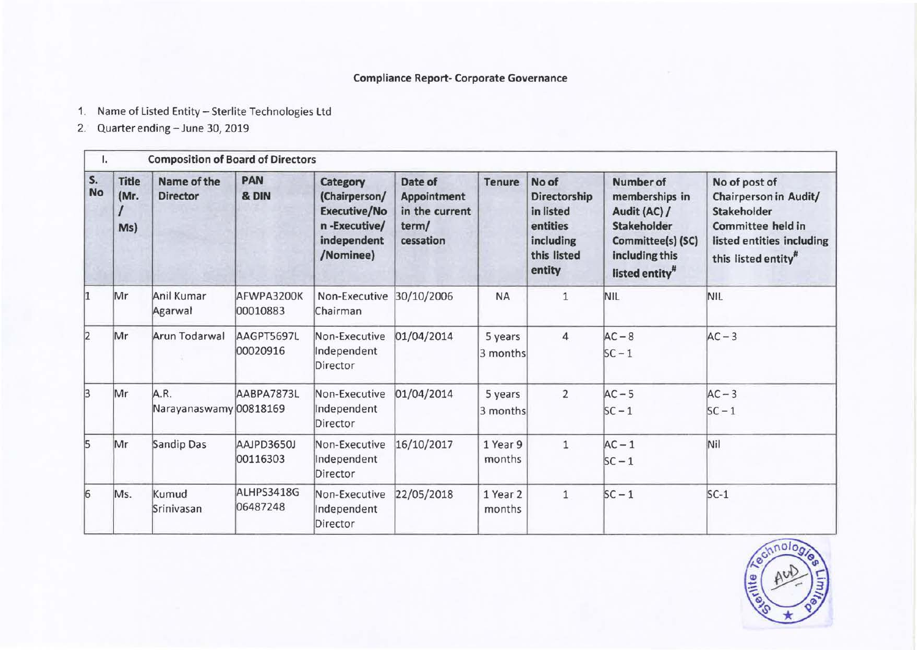**Compliance Report- Corporate Governance**

1. Name of Listed Entity – Sterlite Technologies Ltd
2. Quarter ending – June 30, 2019

| I. | Composition of Board of Directors | | | | | | | | |
|---|---|---|---|---|---|---|---|---|---|
| S. No | Title (Mr. / Ms) | Name of the Director | PAN & DIN | Category (Chairperson/ Executive/Non -Executive/ independent /Nominee) | Date of Appointment in the current term/ cessation | Tenure | No of Directorship in listed entities including this listed entity | Number of memberships in Audit (AC) / Stakeholder Committee(s) (SC) including this listed entity# | No of post of Chairperson in Audit/ Stakeholder Committee held in listed entities including this listed entity# |
| 1 | Mr | Anil Kumar Agarwal | AFWPA3200K 00010883 | Non-Executive Chairman | 30/10/2006 | NA | 1 | NIL | NIL |
| 2 | Mr | Arun Todarwal | AAGPT5697L 00020916 | Non-Executive Independent Director | 01/04/2014 | 5 years 3 months | 4 | AC – 8 SC – 1 | AC – 3 |
| 3 | Mr | A.R. Narayanaswamy | AABPA7873L 00818169 | Non-Executive Independent Director | 01/04/2014 | 5 years 3 months | 2 | AC – 5 SC – 1 | AC – 3 SC – 1 |
| 5 | Mr | Sandip Das | AAJPD3650J 00116303 | Non-Executive Independent Director | 16/10/2017 | 1 Year 9 months | 1 | AC – 1 SC – 1 | Nil |
| 6 | Ms. | Kumud Srinivasan | ALHPS3418G 06487248 | Non-Executive Independent Director | 22/05/2018 | 1 Year 2 months | 1 | SC – 1 | SC-1 |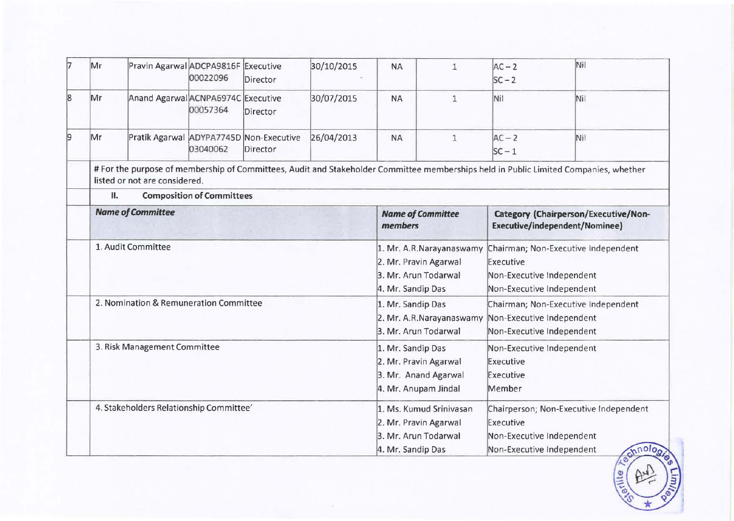| 7 | Mr | Pravin Agarwal | ADCPA9816F 00022096 | Executive Director | 30/10/2015 | NA | 1 | AC – 2 SC – 2 | Nil |
|---|---|---|---|---|---|---|---|---|---|
| 8 | Mr | Anand Agarwal | ACNPA6974C 00057364 | Executive Director | 30/07/2015 | NA | 1 | Nil | Nil |
| 9 | Mr | Pratik Agarwal | ADYPA7745D 03040062 | Non-Executive Director | 26/04/2013 | NA | 1 | AC – 2 SC – 1 | Nil |

# For the purpose of membership of Committees, Audit and Stakeholder Committee memberships held in Public Limited Companies, whether listed or not are considered.

**II. Composition of Committees**

| ***Name of Committee*** | ***Name of Committee members*** | **Category (Chairperson/Executive/Non-Executive/independent/Nominee)** |
|---|---|---|
| 1. Audit Committee | 1. Mr. A.R.Narayanaswamy<br>2. Mr. Pravin Agarwal<br>3. Mr. Arun Todarwal<br>4. Mr. Sandip Das | Chairman; Non-Executive Independent<br>Executive<br>Non-Executive Independent<br>Non-Executive Independent |
| 2. Nomination & Remuneration Committee | 1. Mr. Sandip Das<br>2. Mr. A.R.Narayanaswamy<br>3. Mr. Arun Todarwal | Chairman; Non-Executive Independent<br>Non-Executive Independent<br>Non-Executive Independent |
| 3. Risk Management Committee | 1. Mr. Sandip Das<br>2. Mr. Pravin Agarwal<br>3. Mr. Anand Agarwal<br>4. Mr. Anupam Jindal | Non-Executive Independent<br>Executive<br>Executive<br>Member |
| 4. Stakeholders Relationship Committee' | 1. Ms. Kumud Srinivasan<br>2. Mr. Pravin Agarwal<br>3. Mr. Arun Todarwal<br>4. Mr. Sandip Das | Chairperson; Non-Executive Independent<br>Executive<br>Non-Executive Independent<br>Non-Executive Independent |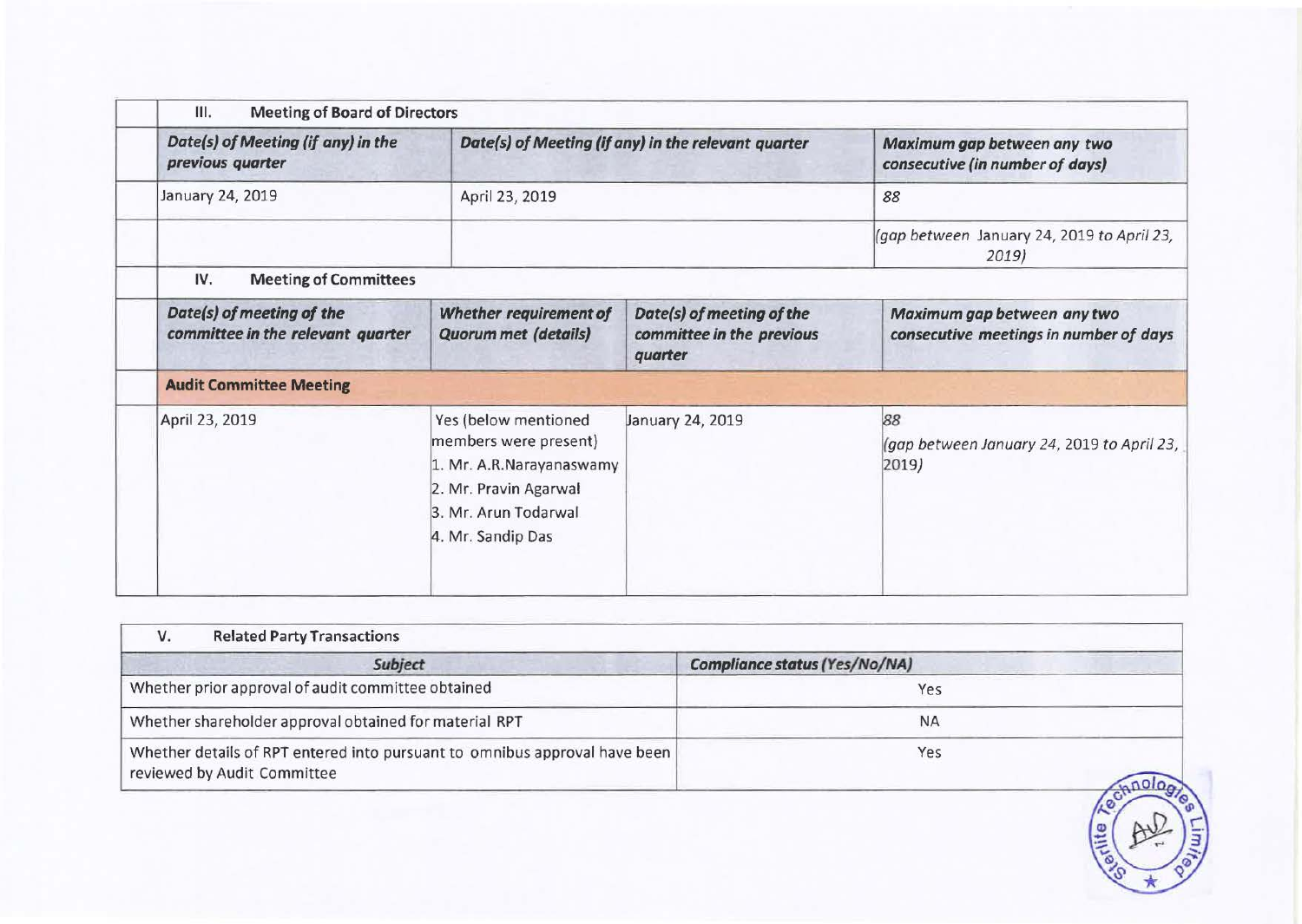## III. Meeting of Board of Directors

| Date(s) of Meeting (if any) in the previous quarter | Date(s) of Meeting (if any) in the relevant quarter | Maximum gap between any two consecutive (in number of days) |
|---|---|---|
| January 24, 2019 | April 23, 2019 | 88 |
| | | (gap between January 24, 2019 to April 23, 2019) |

## IV. Meeting of Committees

| Date(s) of meeting of the committee in the relevant quarter | Whether requirement of Quorum met (details) | Date(s) of meeting of the committee in the previous quarter | Maximum gap between any two consecutive meetings in number of days |
|---|---|---|---|
| **Audit Committee Meeting** | | | |
| April 23, 2019 | Yes (below mentioned members were present)<br>1. Mr. A.R.Narayanaswamy<br>2. Mr. Pravin Agarwal<br>3. Mr. Arun Todarwal<br>4. Mr. Sandip Das | January 24, 2019 | 88<br>(gap between January 24, 2019 to April 23, 2019) |

## V. Related Party Transactions

| Subject | Compliance status (Yes/No/NA) |
|---|---|
| Whether prior approval of audit committee obtained | Yes |
| Whether shareholder approval obtained for material RPT | NA |
| Whether details of RPT entered into pursuant to omnibus approval have been reviewed by Audit Committee | Yes |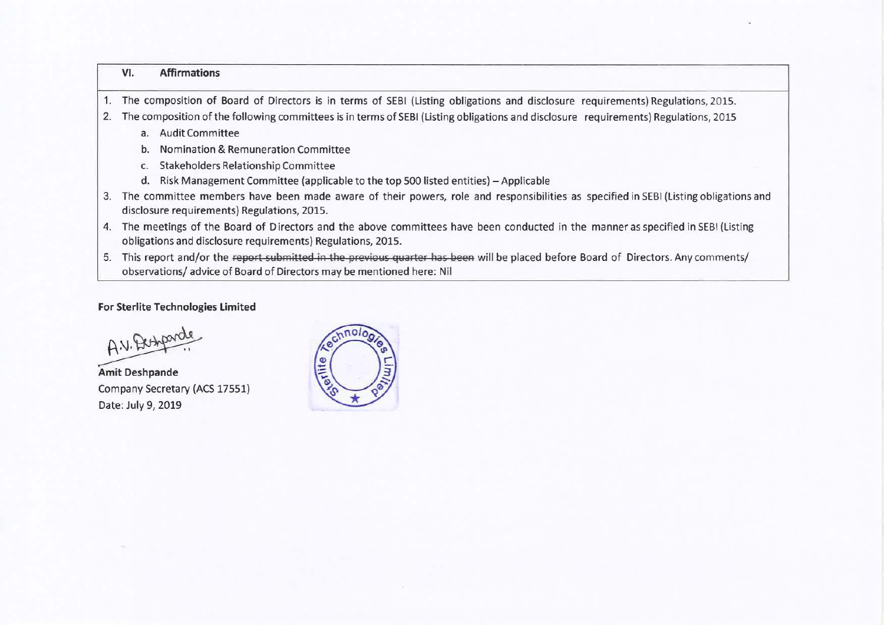## VI. Affirmations

1. The composition of Board of Directors is in terms of SEBI (Listing obligations and disclosure requirements) Regulations, 2015.
2. The composition of the following committees is in terms of SEBI (Listing obligations and disclosure requirements) Regulations, 2015
   a. Audit Committee
   b. Nomination & Remuneration Committee
   c. Stakeholders Relationship Committee
   d. Risk Management Committee (applicable to the top 500 listed entities) – Applicable
3. The committee members have been made aware of their powers, role and responsibilities as specified in SEBI (Listing obligations and disclosure requirements) Regulations, 2015.
4. The meetings of the Board of Directors and the above committees have been conducted in the manner as specified in SEBI (Listing obligations and disclosure requirements) Regulations, 2015.
5. This report and/or the ~~report submitted in the previous quarter has been~~ will be placed before Board of Directors. Any comments/ observations/ advice of Board of Directors may be mentioned here: Nil

**For Sterlite Technologies Limited**

A.V. Deshpande

**Amit Deshpande**
Company Secretary (ACS 17551)
Date: July 9, 2019

Sterlite Technologies Limited